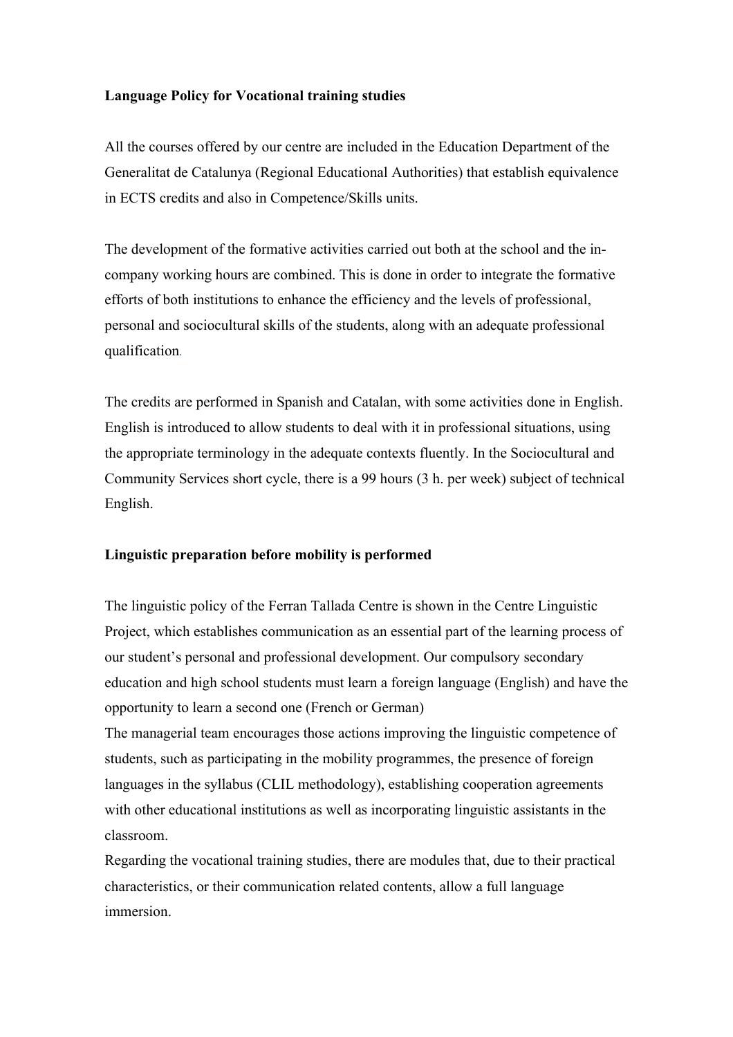**Language Policy for Vocational training studies**

All the courses offered by our centre are included in the Education Department of the Generalitat de Catalunya (Regional Educational Authorities) that establish equivalence in ECTS credits and also in Competence/Skills units.

The development of the formative activities carried out both at the school and the in-company working hours are combined. This is done in order to integrate the formative efforts of both institutions to enhance the efficiency and the levels of professional, personal and sociocultural skills of the students, along with an adequate professional qualification.

The credits are performed in Spanish and Catalan, with some activities done in English. English is introduced to allow students to deal with it in professional situations, using the appropriate terminology in the adequate contexts fluently. In the Sociocultural and Community Services short cycle, there is a 99 hours (3 h. per week) subject of technical English.

**Linguistic preparation before mobility is performed**

The linguistic policy of the Ferran Tallada Centre is shown in the Centre Linguistic Project, which establishes communication as an essential part of the learning process of our student's personal and professional development. Our compulsory secondary education and high school students must learn a foreign language (English) and have the opportunity to learn a second one (French or German)

The managerial team encourages those actions improving the linguistic competence of students, such as participating in the mobility programmes, the presence of foreign languages in the syllabus (CLIL methodology), establishing cooperation agreements with other educational institutions as well as incorporating linguistic assistants in the classroom.

Regarding the vocational training studies, there are modules that, due to their practical characteristics, or their communication related contents, allow a full language immersion.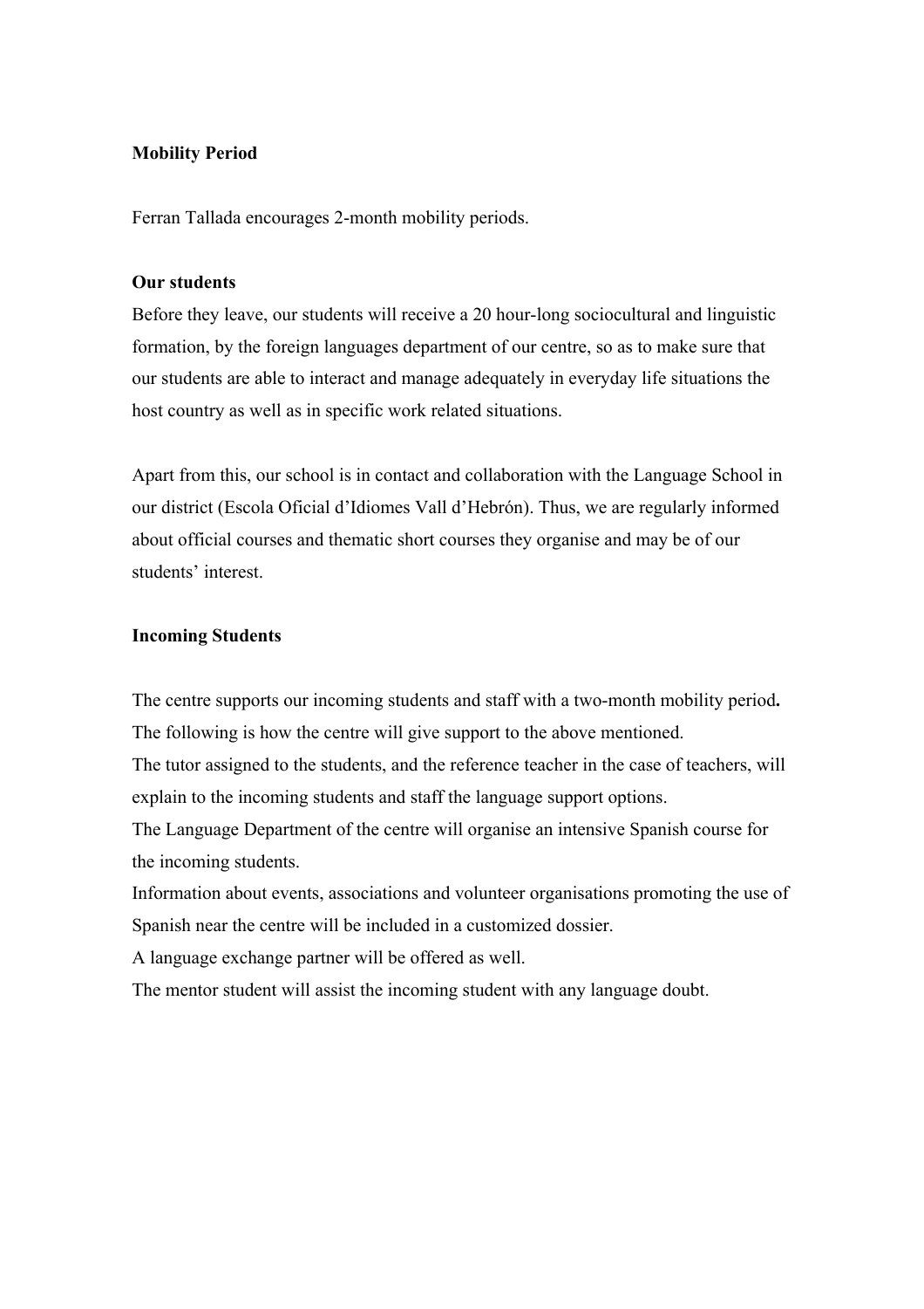**Mobility Period**

Ferran Tallada encourages 2-month mobility periods.

**Our students**

Before they leave, our students will receive a 20 hour-long sociocultural and linguistic formation, by the foreign languages department of our centre, so as to make sure that our students are able to interact and manage adequately in everyday life situations the host country as well as in specific work related situations.

Apart from this, our school is in contact and collaboration with the Language School in our district (Escola Oficial d'Idiomes Vall d'Hebrón). Thus, we are regularly informed about official courses and thematic short courses they organise and may be of our students' interest.

**Incoming Students**

The centre supports our incoming students and staff with a two-month mobility period**.**
The following is how the centre will give support to the above mentioned.
The tutor assigned to the students, and the reference teacher in the case of teachers, will explain to the incoming students and staff the language support options.
The Language Department of the centre will organise an intensive Spanish course for the incoming students.
Information about events, associations and volunteer organisations promoting the use of Spanish near the centre will be included in a customized dossier.
A language exchange partner will be offered as well.
The mentor student will assist the incoming student with any language doubt.